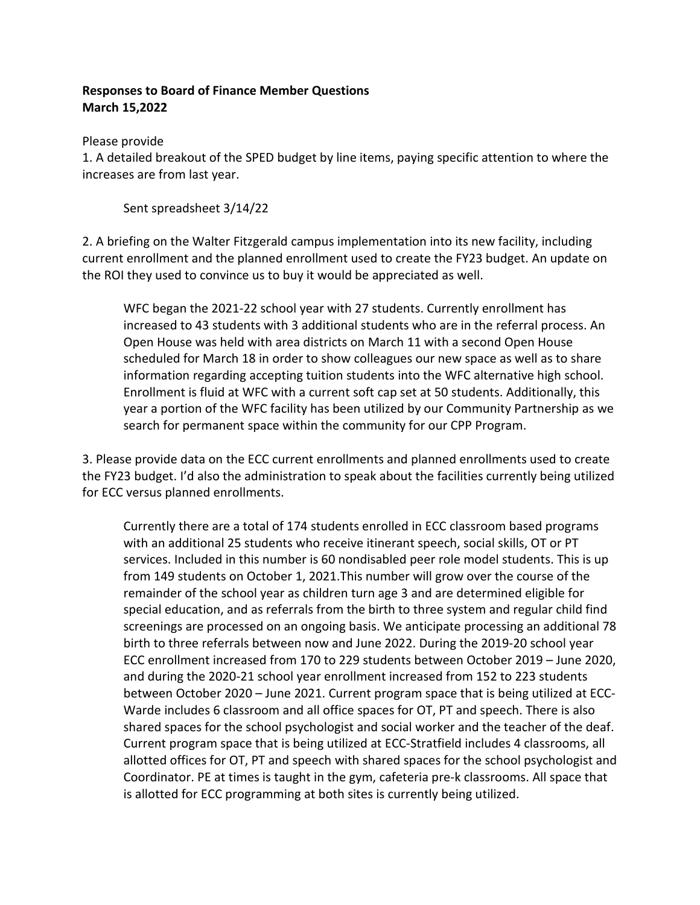**Responses to Board of Finance Member Questions**
**March 15,2022**

Please provide

1. A detailed breakout of the SPED budget by line items, paying specific attention to where the increases are from last year.

   Sent spreadsheet 3/14/22

2. A briefing on the Walter Fitzgerald campus implementation into its new facility, including current enrollment and the planned enrollment used to create the FY23 budget. An update on the ROI they used to convince us to buy it would be appreciated as well.

   WFC began the 2021-22 school year with 27 students. Currently enrollment has increased to 43 students with 3 additional students who are in the referral process. An Open House was held with area districts on March 11 with a second Open House scheduled for March 18 in order to show colleagues our new space as well as to share information regarding accepting tuition students into the WFC alternative high school. Enrollment is fluid at WFC with a current soft cap set at 50 students. Additionally, this year a portion of the WFC facility has been utilized by our Community Partnership as we search for permanent space within the community for our CPP Program.

3. Please provide data on the ECC current enrollments and planned enrollments used to create the FY23 budget. I'd also the administration to speak about the facilities currently being utilized for ECC versus planned enrollments.

   Currently there are a total of 174 students enrolled in ECC classroom based programs with an additional 25 students who receive itinerant speech, social skills, OT or PT services. Included in this number is 60 nondisabled peer role model students. This is up from 149 students on October 1, 2021.This number will grow over the course of the remainder of the school year as children turn age 3 and are determined eligible for special education, and as referrals from the birth to three system and regular child find screenings are processed on an ongoing basis. We anticipate processing an additional 78 birth to three referrals between now and June 2022. During the 2019-20 school year ECC enrollment increased from 170 to 229 students between October 2019 – June 2020, and during the 2020-21 school year enrollment increased from 152 to 223 students between October 2020 – June 2021. Current program space that is being utilized at ECC-Warde includes 6 classroom and all office spaces for OT, PT and speech. There is also shared spaces for the school psychologist and social worker and the teacher of the deaf. Current program space that is being utilized at ECC-Stratfield includes 4 classrooms, all allotted offices for OT, PT and speech with shared spaces for the school psychologist and Coordinator. PE at times is taught in the gym, cafeteria pre-k classrooms. All space that is allotted for ECC programming at both sites is currently being utilized.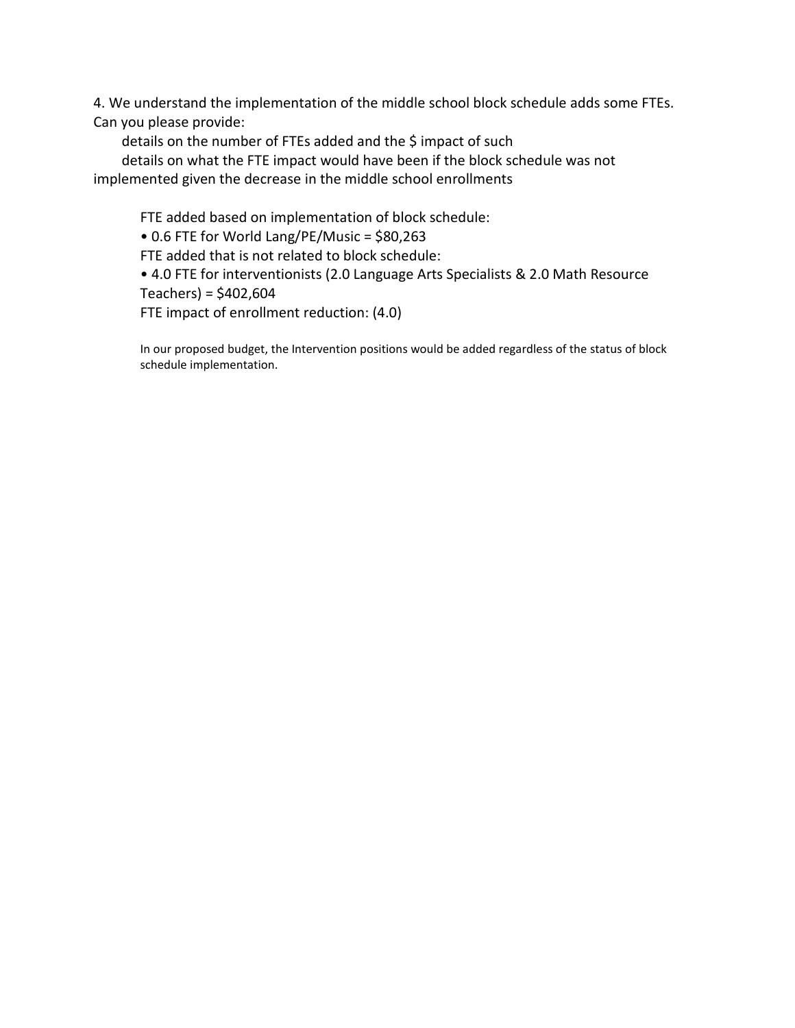4. We understand the implementation of the middle school block schedule adds some FTEs. Can you please provide:

- details on the number of FTEs added and the $ impact of such
- details on what the FTE impact would have been if the block schedule was not implemented given the decrease in the middle school enrollments

FTE added based on implementation of block schedule:

- 0.6 FTE for World Lang/PE/Music = $80,263

FTE added that is not related to block schedule:

- 4.0 FTE for interventionists (2.0 Language Arts Specialists & 2.0 Math Resource Teachers) = $402,604

FTE impact of enrollment reduction: (4.0)

In our proposed budget, the Intervention positions would be added regardless of the status of block schedule implementation.